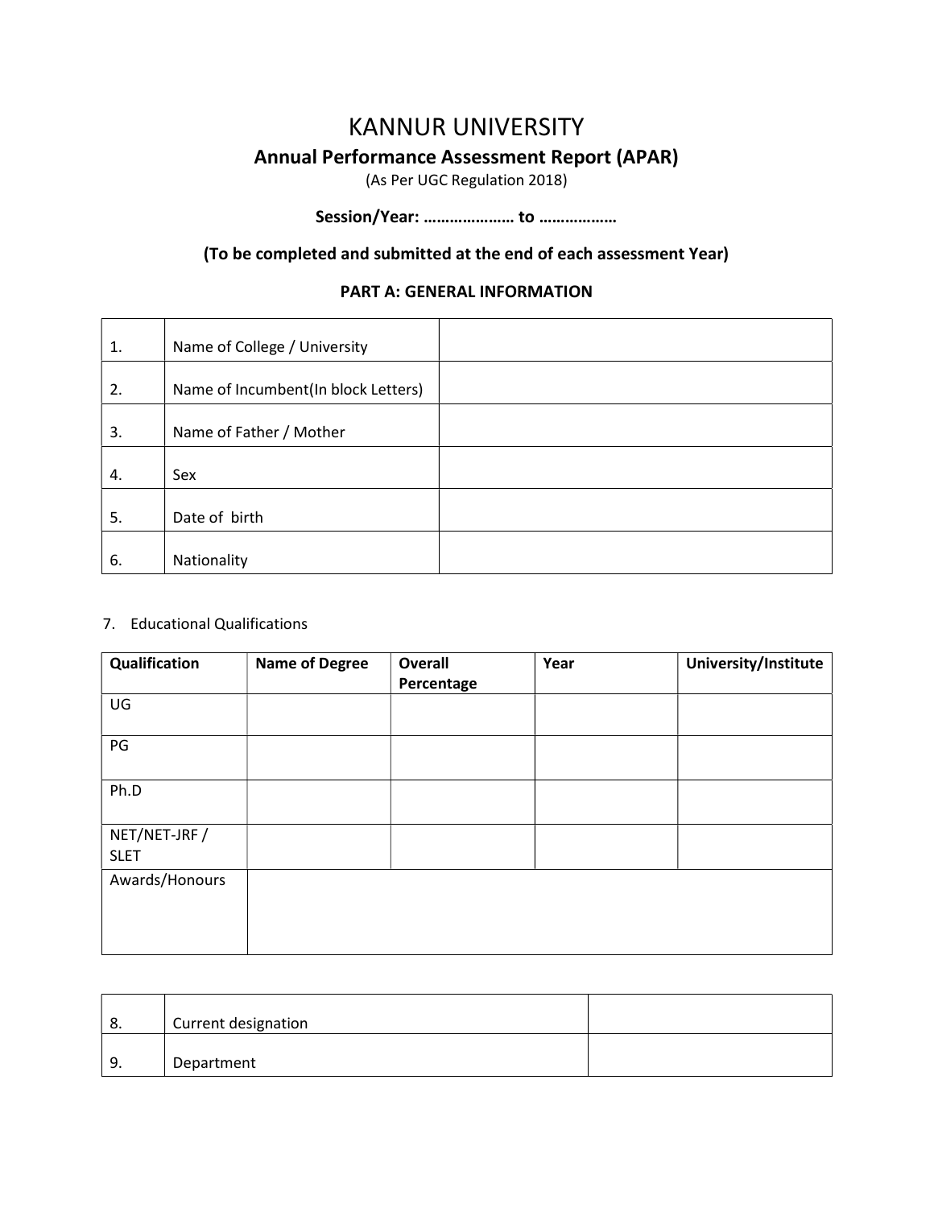# KANNUR UNIVERSITY

## Annual Performance Assessment Report (APAR)

(As Per UGC Regulation 2018)

**Session/Year: ………………… to ………………**

**(To be completed and submitted at the end of each assessment Year)**

### PART A: GENERAL INFORMATION

| | | |
|---|---|---|
| 1. | Name of College / University | |
| 2. | Name of Incumbent(In block Letters) | |
| 3. | Name of Father / Mother | |
| 4. | Sex | |
| 5. | Date of birth | |
| 6. | Nationality | |

7. Educational Qualifications

| **Qualification** | **Name of Degree** | **Overall Percentage** | **Year** | **University/Institute** |
|---|---|---|---|---|
| UG | | | | |
| PG | | | | |
| Ph.D | | | | |
| NET/NET-JRF / SLET | | | | |
| Awards/Honours | | | | |

| | | |
|---|---|---|
| 8. | Current designation | |
| 9. | Department | |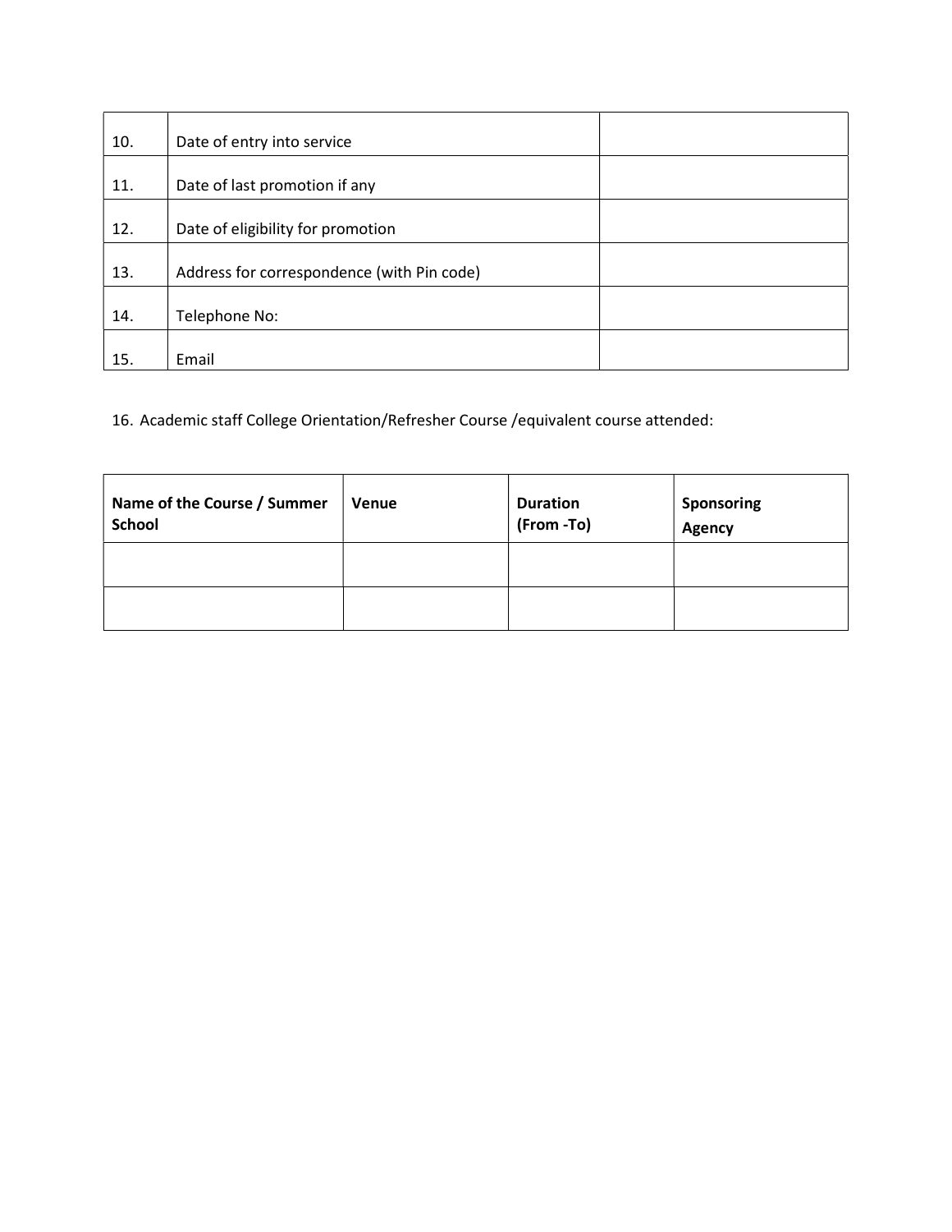| | | |
|---|---|---|
| 10. | Date of entry into service | |
| 11. | Date of last promotion if any | |
| 12. | Date of eligibility for promotion | |
| 13. | Address for correspondence (with Pin code) | |
| 14. | Telephone No: | |
| 15. | Email | |

16. Academic staff College Orientation/Refresher Course /equivalent course attended:

| **Name of the Course / Summer School** | **Venue** | **Duration (From -To)** | **Sponsoring Agency** |
|---|---|---|---|
| | | | |
| | | | |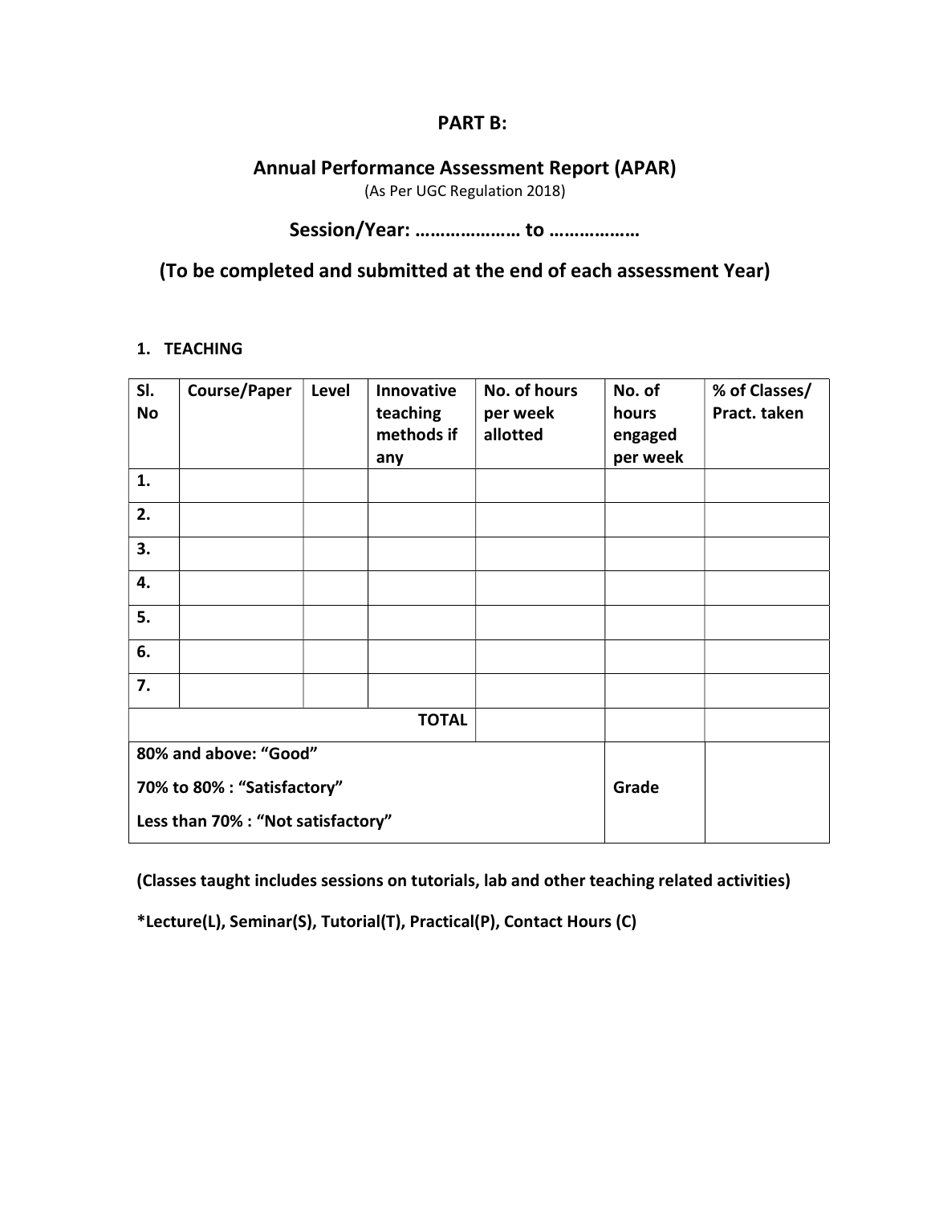## PART B:

## Annual Performance Assessment Report (APAR)

(As Per UGC Regulation 2018)

## Session/Year: ………………… to ………………

## (To be completed and submitted at the end of each assessment Year)

1. **TEACHING**

| Sl. No | Course/Paper | Level | Innovative teaching methods if any | No. of hours per week allotted | No. of hours engaged per week | % of Classes/ Pract. taken |
|---|---|---|---|---|---|---|
| 1. | | | | | | |
| 2. | | | | | | |
| 3. | | | | | | |
| 4. | | | | | | |
| 5. | | | | | | |
| 6. | | | | | | |
| 7. | | | | | | |
| | | | **TOTAL** | | | |
| **80% and above: "Good"**<br>**70% to 80% : "Satisfactory"**<br>**Less than 70% : "Not satisfactory"** | | | | | **Grade** | |

**(Classes taught includes sessions on tutorials, lab and other teaching related activities)**

**\*Lecture(L), Seminar(S), Tutorial(T), Practical(P), Contact Hours (C)**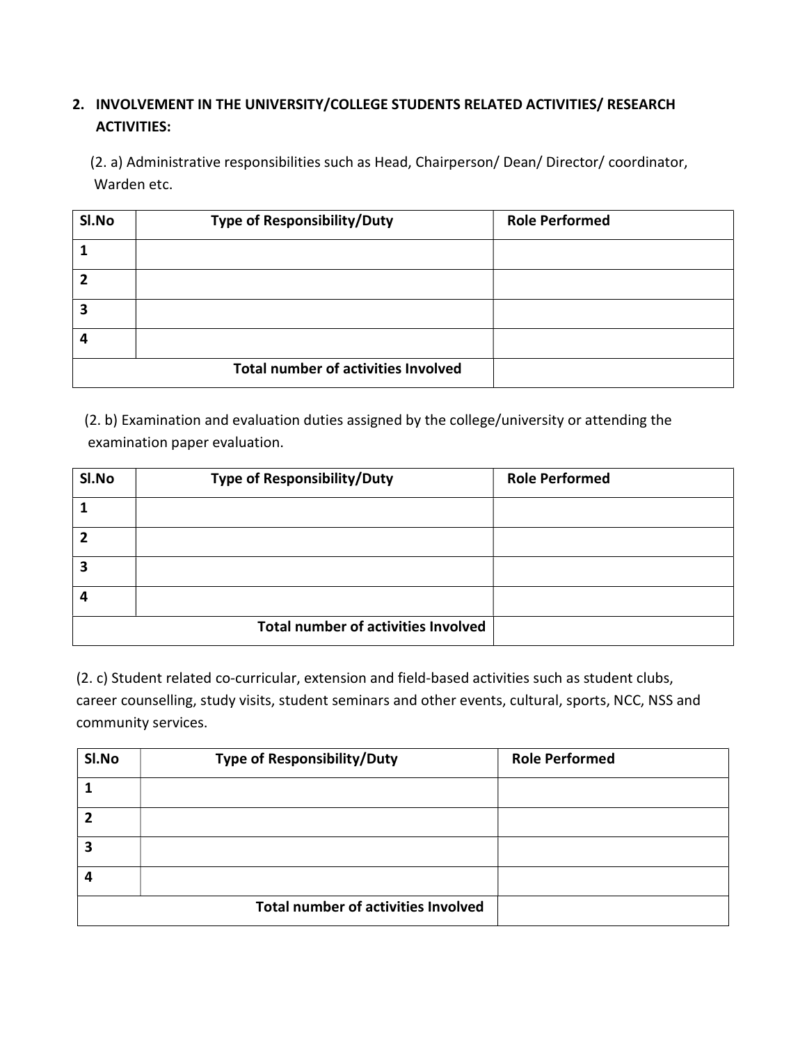## 2. INVOLVEMENT IN THE UNIVERSITY/COLLEGE STUDENTS RELATED ACTIVITIES/ RESEARCH ACTIVITIES:

(2. a) Administrative responsibilities such as Head, Chairperson/ Dean/ Director/ coordinator, Warden etc.

| Sl.No | Type of Responsibility/Duty | Role Performed |
|---|---|---|
| 1 | | |
| 2 | | |
| 3 | | |
| 4 | | |
| | **Total number of activities Involved** | |

(2. b) Examination and evaluation duties assigned by the college/university or attending the examination paper evaluation.

| Sl.No | Type of Responsibility/Duty | Role Performed |
|---|---|---|
| 1 | | |
| 2 | | |
| 3 | | |
| 4 | | |
| | **Total number of activities Involved** | |

(2. c) Student related co-curricular, extension and field-based activities such as student clubs, career counselling, study visits, student seminars and other events, cultural, sports, NCC, NSS and community services.

| Sl.No | Type of Responsibility/Duty | Role Performed |
|---|---|---|
| 1 | | |
| 2 | | |
| 3 | | |
| 4 | | |
| | **Total number of activities Involved** | |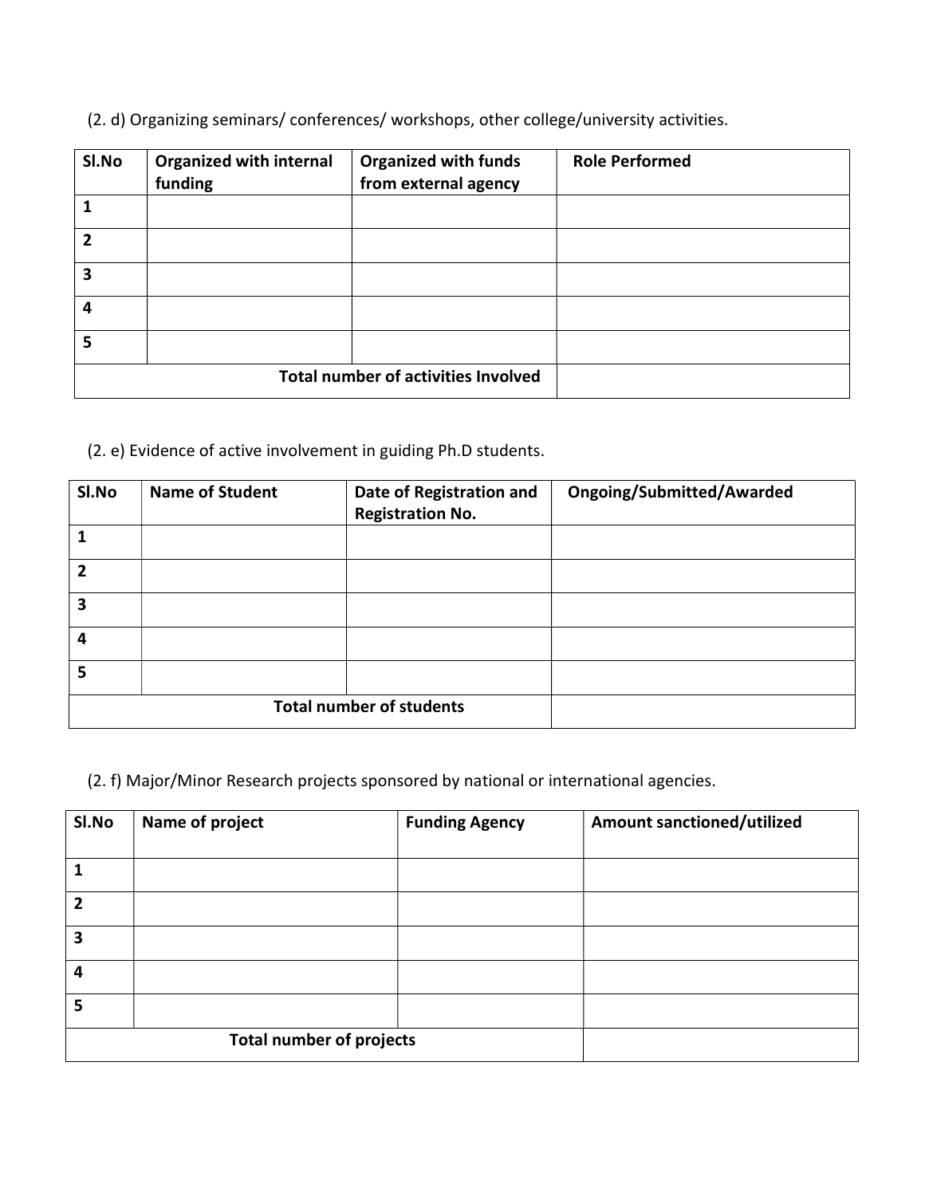(2. d) Organizing seminars/ conferences/ workshops, other college/university activities.

| Sl.No | Organized with internal funding | Organized with funds from external agency | Role Performed |
|---|---|---|---|
| 1 | | | |
| 2 | | | |
| 3 | | | |
| 4 | | | |
| 5 | | | |
| **Total number of activities Involved** | | | |

(2. e) Evidence of active involvement in guiding Ph.D students.

| Sl.No | Name of Student | Date of Registration and Registration No. | Ongoing/Submitted/Awarded |
|---|---|---|---|
| 1 | | | |
| 2 | | | |
| 3 | | | |
| 4 | | | |
| 5 | | | |
| **Total number of students** | | | |

(2. f) Major/Minor Research projects sponsored by national or international agencies.

| Sl.No | Name of project | Funding Agency | Amount sanctioned/utilized |
|---|---|---|---|
| 1 | | | |
| 2 | | | |
| 3 | | | |
| 4 | | | |
| 5 | | | |
| **Total number of projects** | | | |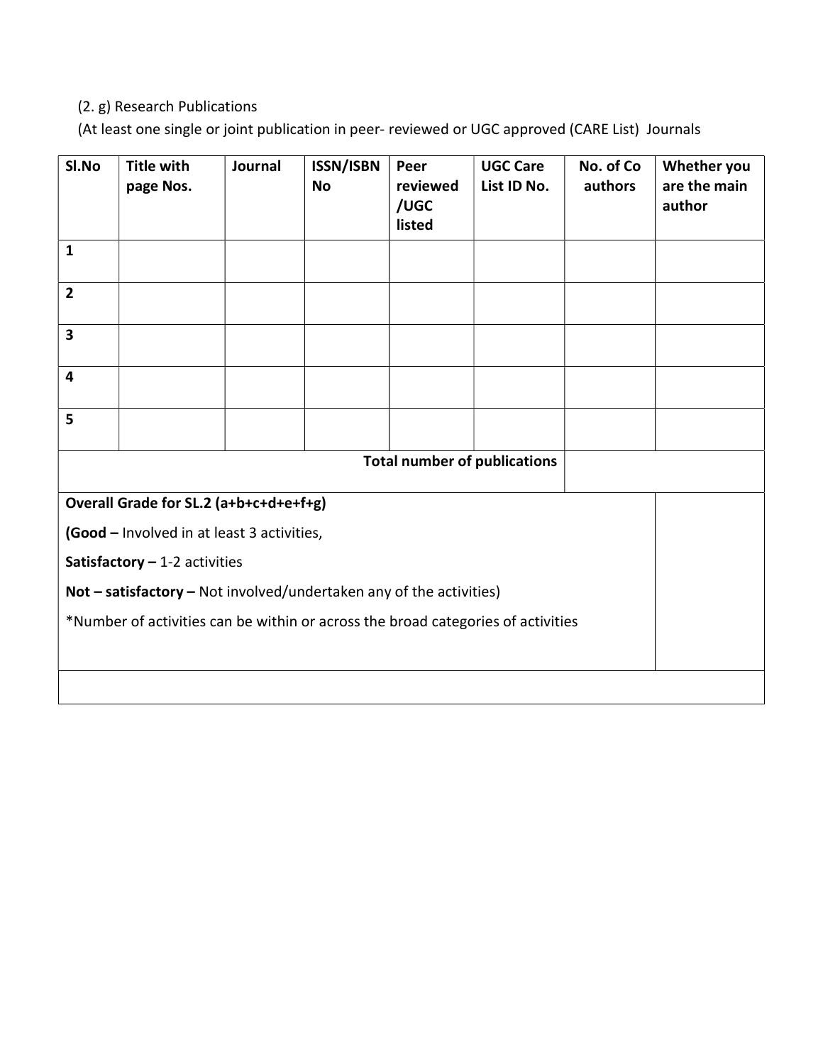(2. g) Research Publications

(At least one single or joint publication in peer- reviewed or UGC approved (CARE List) Journals

| Sl.No | Title with page Nos. | Journal | ISSN/ISBN No | Peer reviewed /UGC listed | UGC Care List ID No. | No. of Co authors | Whether you are the main author |
|---|---|---|---|---|---|---|---|
| 1 | | | | | | | |
| 2 | | | | | | | |
| 3 | | | | | | | |
| 4 | | | | | | | |
| 5 | | | | | | | |
| | | | | | **Total number of publications** | | |

| | |
|---|---|
| **Overall Grade for SL.2 (a+b+c+d+e+f+g)**<br>**(Good –** Involved in at least 3 activities,<br>**Satisfactory –** 1-2 activities<br>**Not – satisfactory –** Not involved/undertaken any of the activities)<br>*Number of activities can be within or across the broad categories of activities | |
| | |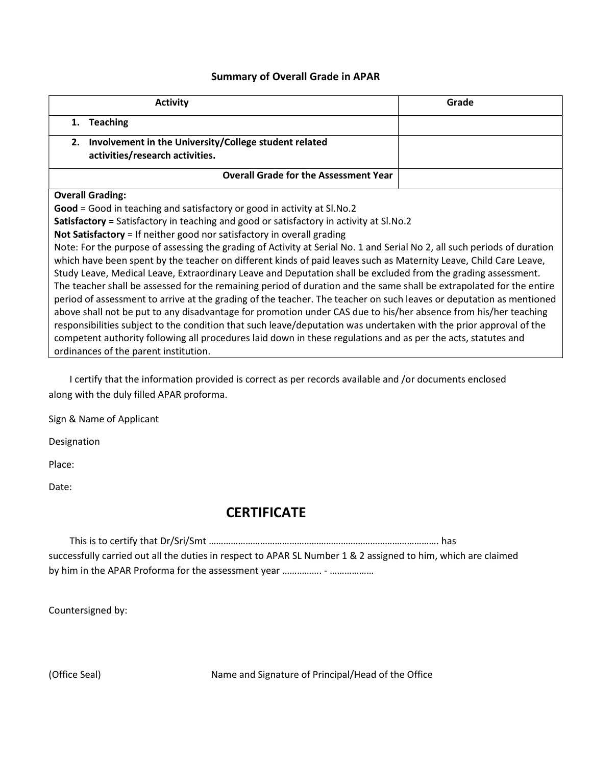## Summary of Overall Grade in APAR

| Activity | Grade |
| --- | --- |
| 1. **Teaching** | |
| 2. **Involvement in the University/College student related activities/research activities.** | |
| **Overall Grade for the Assessment Year** | |

**Overall Grading:**

**Good** = Good in teaching and satisfactory or good in activity at Sl.No.2

**Satisfactory =** Satisfactory in teaching and good or satisfactory in activity at Sl.No.2

**Not Satisfactory** = If neither good nor satisfactory in overall grading

Note: For the purpose of assessing the grading of Activity at Serial No. 1 and Serial No 2, all such periods of duration which have been spent by the teacher on different kinds of paid leaves such as Maternity Leave, Child Care Leave, Study Leave, Medical Leave, Extraordinary Leave and Deputation shall be excluded from the grading assessment. The teacher shall be assessed for the remaining period of duration and the same shall be extrapolated for the entire period of assessment to arrive at the grading of the teacher. The teacher on such leaves or deputation as mentioned above shall not be put to any disadvantage for promotion under CAS due to his/her absence from his/her teaching responsibilities subject to the condition that such leave/deputation was undertaken with the prior approval of the competent authority following all procedures laid down in these regulations and as per the acts, statutes and ordinances of the parent institution.

I certify that the information provided is correct as per records available and /or documents enclosed along with the duly filled APAR proforma.

Sign & Name of Applicant

Designation

Place:

Date:

# CERTIFICATE

This is to certify that Dr/Sri/Smt ………………………………………………………………………………… has successfully carried out all the duties in respect to APAR SL Number 1 & 2 assigned to him, which are claimed by him in the APAR Proforma for the assessment year ……………. - ………………

Countersigned by:

(Office Seal) Name and Signature of Principal/Head of the Office